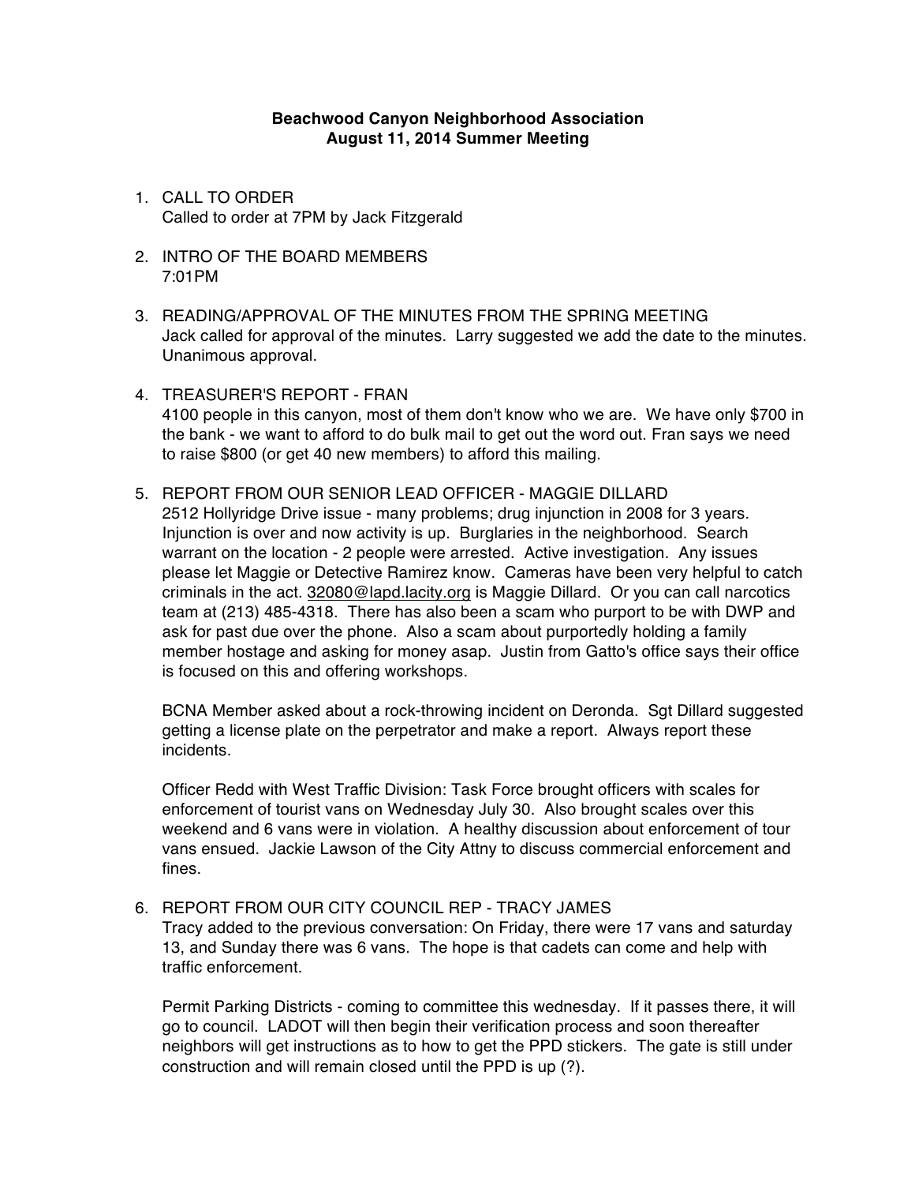**Beachwood Canyon Neighborhood Association**
**August 11, 2014 Summer Meeting**

1. CALL TO ORDER
   Called to order at 7PM by Jack Fitzgerald

2. INTRO OF THE BOARD MEMBERS
   7:01PM

3. READING/APPROVAL OF THE MINUTES FROM THE SPRING MEETING
   Jack called for approval of the minutes. Larry suggested we add the date to the minutes. Unanimous approval.

4. TREASURER'S REPORT - FRAN
   4100 people in this canyon, most of them don't know who we are. We have only $700 in the bank - we want to afford to do bulk mail to get out the word out. Fran says we need to raise $800 (or get 40 new members) to afford this mailing.

5. REPORT FROM OUR SENIOR LEAD OFFICER - MAGGIE DILLARD
   2512 Hollyridge Drive issue - many problems; drug injunction in 2008 for 3 years. Injunction is over and now activity is up. Burglaries in the neighborhood. Search warrant on the location - 2 people were arrested. Active investigation. Any issues please let Maggie or Detective Ramirez know. Cameras have been very helpful to catch criminals in the act. 32080@lapd.lacity.org is Maggie Dillard. Or you can call narcotics team at (213) 485-4318. There has also been a scam who purport to be with DWP and ask for past due over the phone. Also a scam about purportedly holding a family member hostage and asking for money asap. Justin from Gatto's office says their office is focused on this and offering workshops.

   BCNA Member asked about a rock-throwing incident on Deronda. Sgt Dillard suggested getting a license plate on the perpetrator and make a report. Always report these incidents.

   Officer Redd with West Traffic Division: Task Force brought officers with scales for enforcement of tourist vans on Wednesday July 30. Also brought scales over this weekend and 6 vans were in violation. A healthy discussion about enforcement of tour vans ensued. Jackie Lawson of the City Attny to discuss commercial enforcement and fines.

6. REPORT FROM OUR CITY COUNCIL REP - TRACY JAMES
   Tracy added to the previous conversation: On Friday, there were 17 vans and saturday 13, and Sunday there was 6 vans. The hope is that cadets can come and help with traffic enforcement.

   Permit Parking Districts - coming to committee this wednesday. If it passes there, it will go to council. LADOT will then begin their verification process and soon thereafter neighbors will get instructions as to how to get the PPD stickers. The gate is still under construction and will remain closed until the PPD is up (?).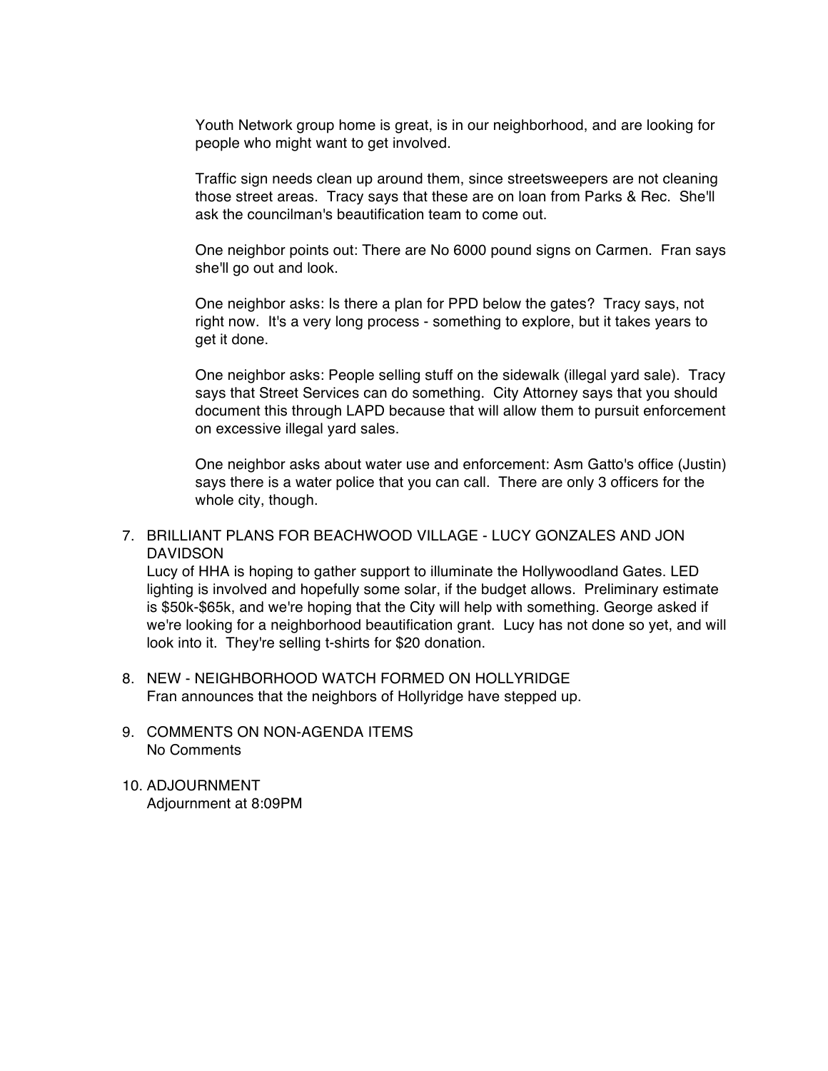Youth Network group home is great, is in our neighborhood, and are looking for people who might want to get involved.

Traffic sign needs clean up around them, since streetsweepers are not cleaning those street areas. Tracy says that these are on loan from Parks & Rec. She'll ask the councilman's beautification team to come out.

One neighbor points out: There are No 6000 pound signs on Carmen. Fran says she'll go out and look.

One neighbor asks: Is there a plan for PPD below the gates? Tracy says, not right now. It's a very long process - something to explore, but it takes years to get it done.

One neighbor asks: People selling stuff on the sidewalk (illegal yard sale). Tracy says that Street Services can do something. City Attorney says that you should document this through LAPD because that will allow them to pursuit enforcement on excessive illegal yard sales.

One neighbor asks about water use and enforcement: Asm Gatto's office (Justin) says there is a water police that you can call. There are only 3 officers for the whole city, though.

7. BRILLIANT PLANS FOR BEACHWOOD VILLAGE - LUCY GONZALES AND JON DAVIDSON
   Lucy of HHA is hoping to gather support to illuminate the Hollywoodland Gates. LED lighting is involved and hopefully some solar, if the budget allows. Preliminary estimate is $50k-$65k, and we're hoping that the City will help with something. George asked if we're looking for a neighborhood beautification grant. Lucy has not done so yet, and will look into it. They're selling t-shirts for $20 donation.

8. NEW - NEIGHBORHOOD WATCH FORMED ON HOLLYRIDGE
   Fran announces that the neighbors of Hollyridge have stepped up.

9. COMMENTS ON NON-AGENDA ITEMS
   No Comments

10. ADJOURNMENT
    Adjournment at 8:09PM